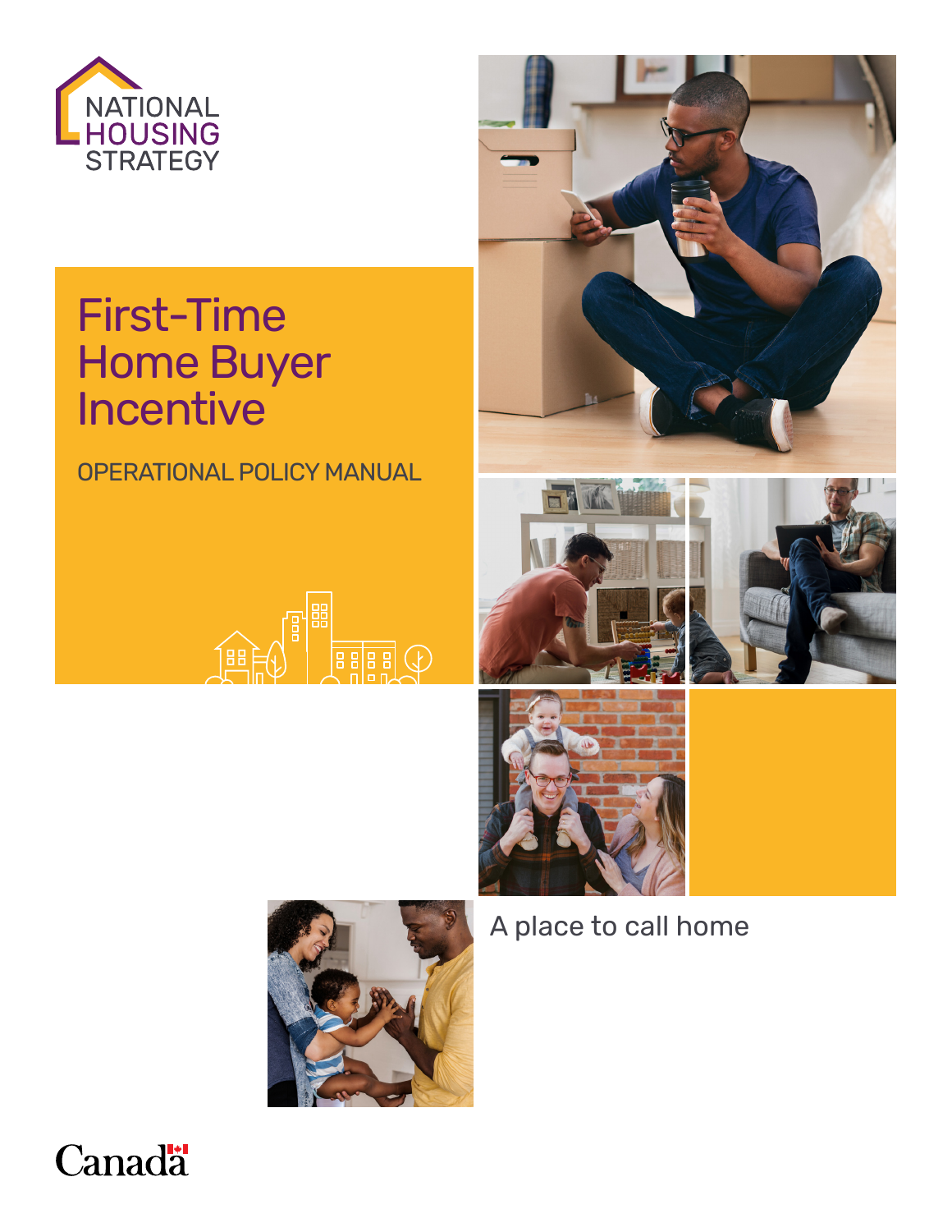NATIONAL HOUSING STRATEGY

# First-Time Home Buyer Incentive

## OPERATIONAL POLICY MANUAL

A place to call home

Canada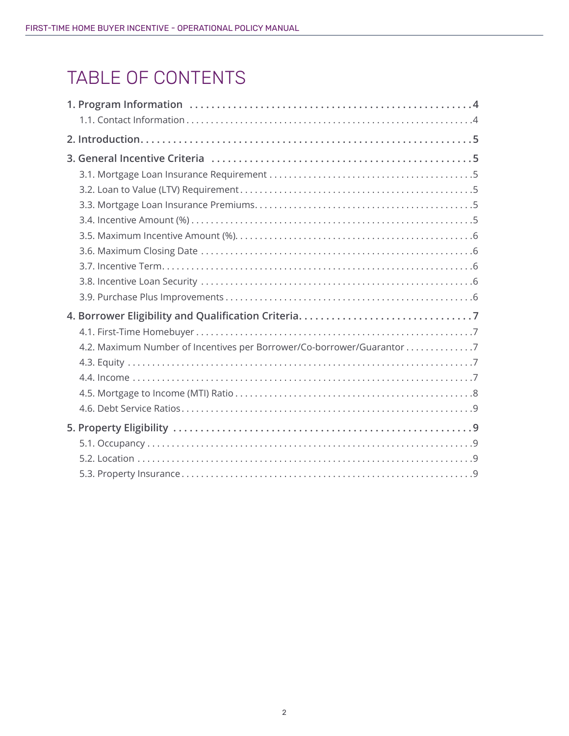# TABLE OF CONTENTS

- **1. Program Information** ..... 4
  - 1.1. Contact Information ..... 4
- **2. Introduction** ..... 5
- **3. General Incentive Criteria** ..... 5
  - 3.1. Mortgage Loan Insurance Requirement ..... 5
  - 3.2. Loan to Value (LTV) Requirement ..... 5
  - 3.3. Mortgage Loan Insurance Premiums ..... 5
  - 3.4. Incentive Amount (%) ..... 5
  - 3.5. Maximum Incentive Amount (%) ..... 6
  - 3.6. Maximum Closing Date ..... 6
  - 3.7. Incentive Term ..... 6
  - 3.8. Incentive Loan Security ..... 6
  - 3.9. Purchase Plus Improvements ..... 6
- **4. Borrower Eligibility and Qualification Criteria** ..... 7
  - 4.1. First-Time Homebuyer ..... 7
  - 4.2. Maximum Number of Incentives per Borrower/Co-borrower/Guarantor ..... 7
  - 4.3. Equity ..... 7
  - 4.4. Income ..... 7
  - 4.5. Mortgage to Income (MTI) Ratio ..... 8
  - 4.6. Debt Service Ratios ..... 9
- **5. Property Eligibility** ..... 9
  - 5.1. Occupancy ..... 9
  - 5.2. Location ..... 9
  - 5.3. Property Insurance ..... 9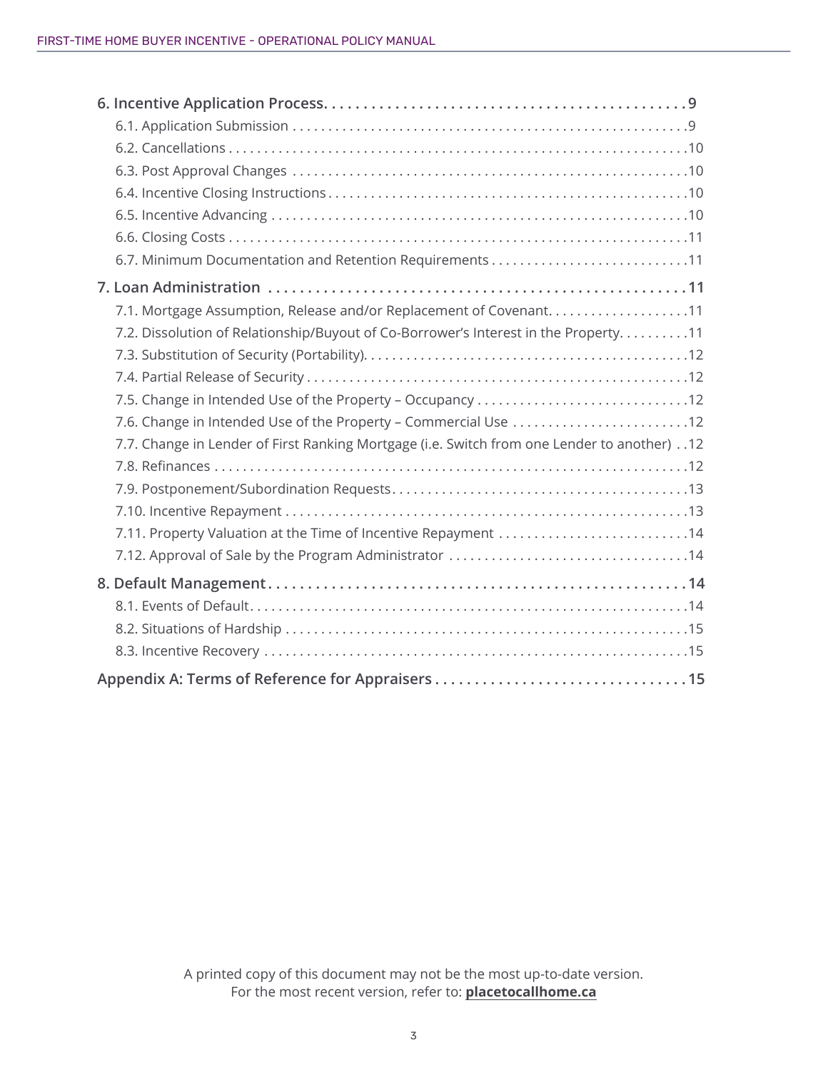**6. Incentive Application Process . . . . . . . . . . 9**

- 6.1. Application Submission . . . . . . . . . . 9
- 6.2. Cancellations . . . . . . . . . . 10
- 6.3. Post Approval Changes . . . . . . . . . . 10
- 6.4. Incentive Closing Instructions . . . . . . . . . . 10
- 6.5. Incentive Advancing . . . . . . . . . . 10
- 6.6. Closing Costs . . . . . . . . . . 11
- 6.7. Minimum Documentation and Retention Requirements . . . . . . . . . . 11

**7. Loan Administration . . . . . . . . . . 11**

- 7.1. Mortgage Assumption, Release and/or Replacement of Covenant . . . . . . . . . . 11
- 7.2. Dissolution of Relationship/Buyout of Co-Borrower's Interest in the Property . . . . . . . . . . 11
- 7.3. Substitution of Security (Portability) . . . . . . . . . . 12
- 7.4. Partial Release of Security . . . . . . . . . . 12
- 7.5. Change in Intended Use of the Property – Occupancy . . . . . . . . . . 12
- 7.6. Change in Intended Use of the Property – Commercial Use . . . . . . . . . . 12
- 7.7. Change in Lender of First Ranking Mortgage (i.e. Switch from one Lender to another) . . 12
- 7.8. Refinances . . . . . . . . . . 12
- 7.9. Postponement/Subordination Requests . . . . . . . . . . 13
- 7.10. Incentive Repayment . . . . . . . . . . 13
- 7.11. Property Valuation at the Time of Incentive Repayment . . . . . . . . . . 14
- 7.12. Approval of Sale by the Program Administrator . . . . . . . . . . 14

**8. Default Management . . . . . . . . . . 14**

- 8.1. Events of Default . . . . . . . . . . 14
- 8.2. Situations of Hardship . . . . . . . . . . 15
- 8.3. Incentive Recovery . . . . . . . . . . 15

**Appendix A: Terms of Reference for Appraisers . . . . . . . . . . 15**

A printed copy of this document may not be the most up-to-date version.
For the most recent version, refer to: **placetocallhome.ca**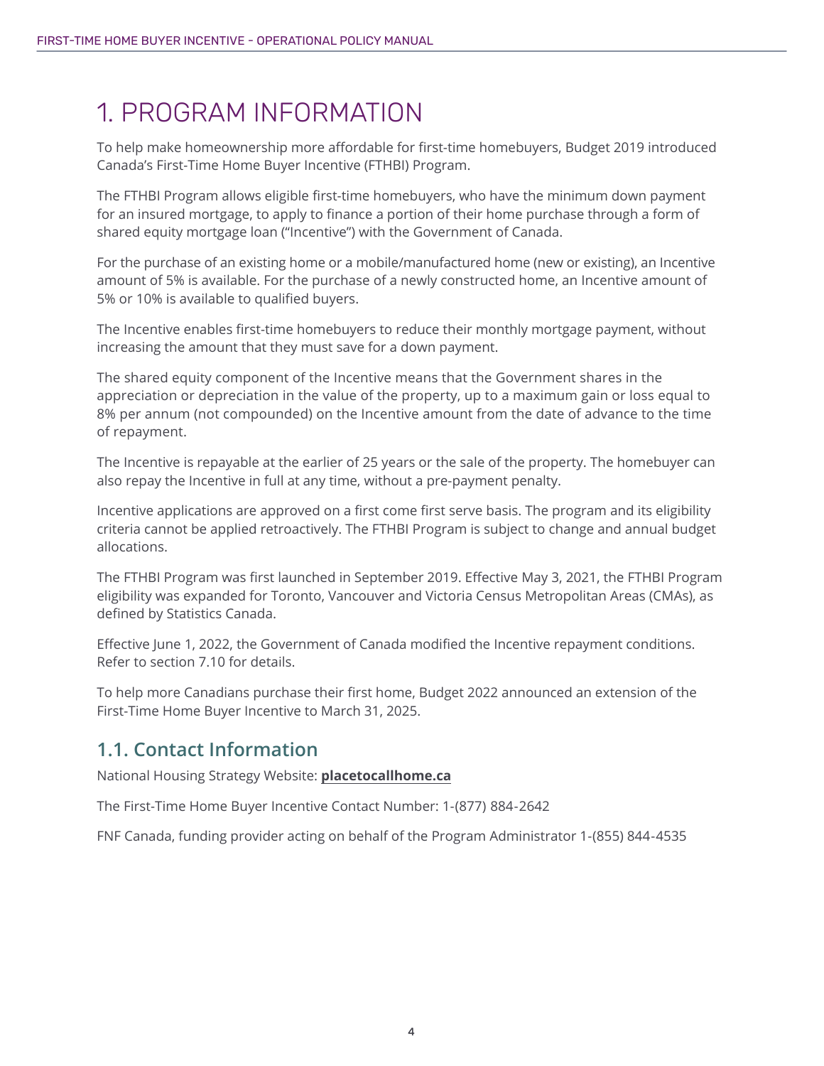# 1. PROGRAM INFORMATION

To help make homeownership more affordable for first-time homebuyers, Budget 2019 introduced Canada's First-Time Home Buyer Incentive (FTHBI) Program.

The FTHBI Program allows eligible first-time homebuyers, who have the minimum down payment for an insured mortgage, to apply to finance a portion of their home purchase through a form of shared equity mortgage loan ("Incentive") with the Government of Canada.

For the purchase of an existing home or a mobile/manufactured home (new or existing), an Incentive amount of 5% is available. For the purchase of a newly constructed home, an Incentive amount of 5% or 10% is available to qualified buyers.

The Incentive enables first-time homebuyers to reduce their monthly mortgage payment, without increasing the amount that they must save for a down payment.

The shared equity component of the Incentive means that the Government shares in the appreciation or depreciation in the value of the property, up to a maximum gain or loss equal to 8% per annum (not compounded) on the Incentive amount from the date of advance to the time of repayment.

The Incentive is repayable at the earlier of 25 years or the sale of the property. The homebuyer can also repay the Incentive in full at any time, without a pre-payment penalty.

Incentive applications are approved on a first come first serve basis. The program and its eligibility criteria cannot be applied retroactively. The FTHBI Program is subject to change and annual budget allocations.

The FTHBI Program was first launched in September 2019. Effective May 3, 2021, the FTHBI Program eligibility was expanded for Toronto, Vancouver and Victoria Census Metropolitan Areas (CMAs), as defined by Statistics Canada.

Effective June 1, 2022, the Government of Canada modified the Incentive repayment conditions. Refer to section 7.10 for details.

To help more Canadians purchase their first home, Budget 2022 announced an extension of the First-Time Home Buyer Incentive to March 31, 2025.

## 1.1. Contact Information

National Housing Strategy Website: **placetocallhome.ca**

The First-Time Home Buyer Incentive Contact Number: 1-(877) 884-2642

FNF Canada, funding provider acting on behalf of the Program Administrator 1-(855) 844-4535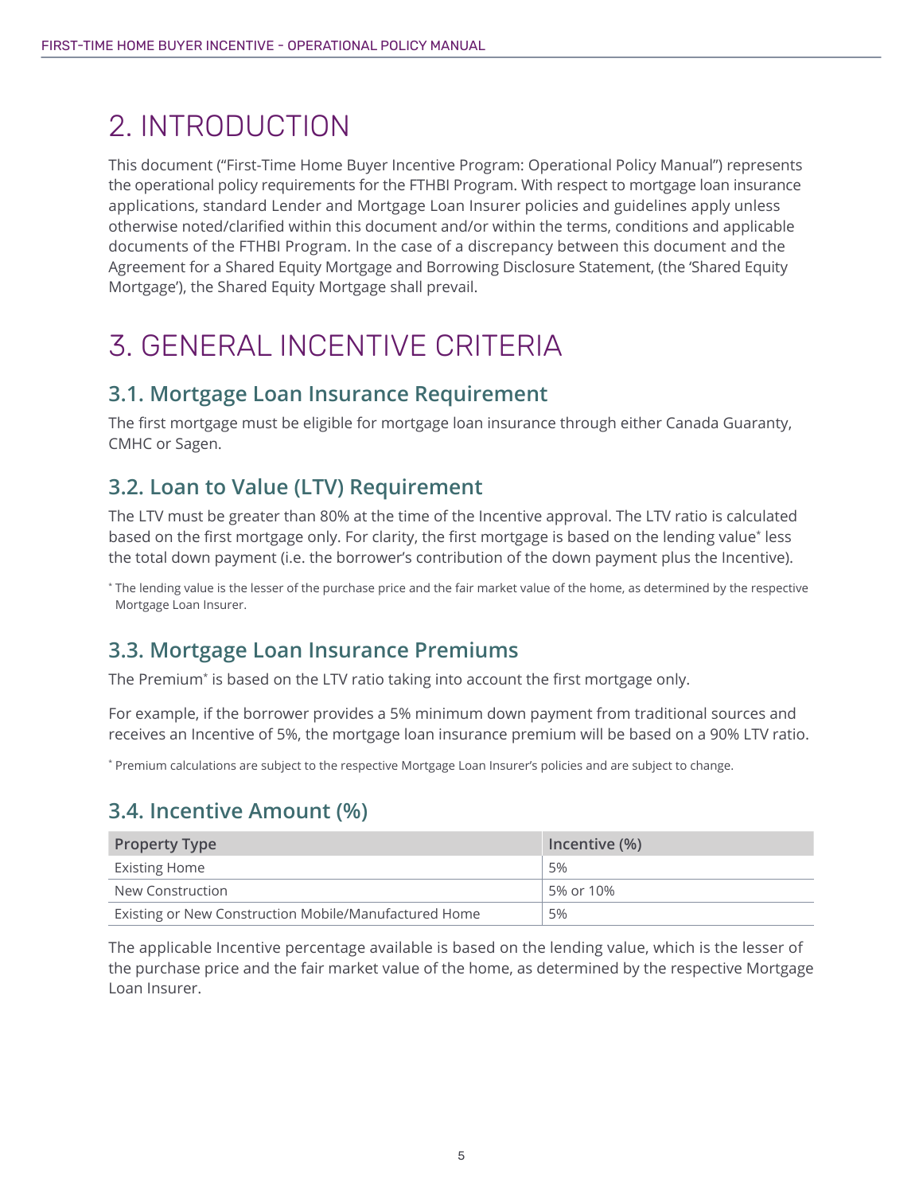# 2. INTRODUCTION

This document ("First-Time Home Buyer Incentive Program: Operational Policy Manual") represents the operational policy requirements for the FTHBI Program. With respect to mortgage loan insurance applications, standard Lender and Mortgage Loan Insurer policies and guidelines apply unless otherwise noted/clarified within this document and/or within the terms, conditions and applicable documents of the FTHBI Program. In the case of a discrepancy between this document and the Agreement for a Shared Equity Mortgage and Borrowing Disclosure Statement, (the 'Shared Equity Mortgage'), the Shared Equity Mortgage shall prevail.

# 3. GENERAL INCENTIVE CRITERIA

## 3.1. Mortgage Loan Insurance Requirement

The first mortgage must be eligible for mortgage loan insurance through either Canada Guaranty, CMHC or Sagen.

## 3.2. Loan to Value (LTV) Requirement

The LTV must be greater than 80% at the time of the Incentive approval. The LTV ratio is calculated based on the first mortgage only. For clarity, the first mortgage is based on the lending value* less the total down payment (i.e. the borrower's contribution of the down payment plus the Incentive).

* The lending value is the lesser of the purchase price and the fair market value of the home, as determined by the respective Mortgage Loan Insurer.

## 3.3. Mortgage Loan Insurance Premiums

The Premium* is based on the LTV ratio taking into account the first mortgage only.

For example, if the borrower provides a 5% minimum down payment from traditional sources and receives an Incentive of 5%, the mortgage loan insurance premium will be based on a 90% LTV ratio.

* Premium calculations are subject to the respective Mortgage Loan Insurer's policies and are subject to change.

## 3.4. Incentive Amount (%)

| Property Type | Incentive (%) |
|---|---|
| Existing Home | 5% |
| New Construction | 5% or 10% |
| Existing or New Construction Mobile/Manufactured Home | 5% |

The applicable Incentive percentage available is based on the lending value, which is the lesser of the purchase price and the fair market value of the home, as determined by the respective Mortgage Loan Insurer.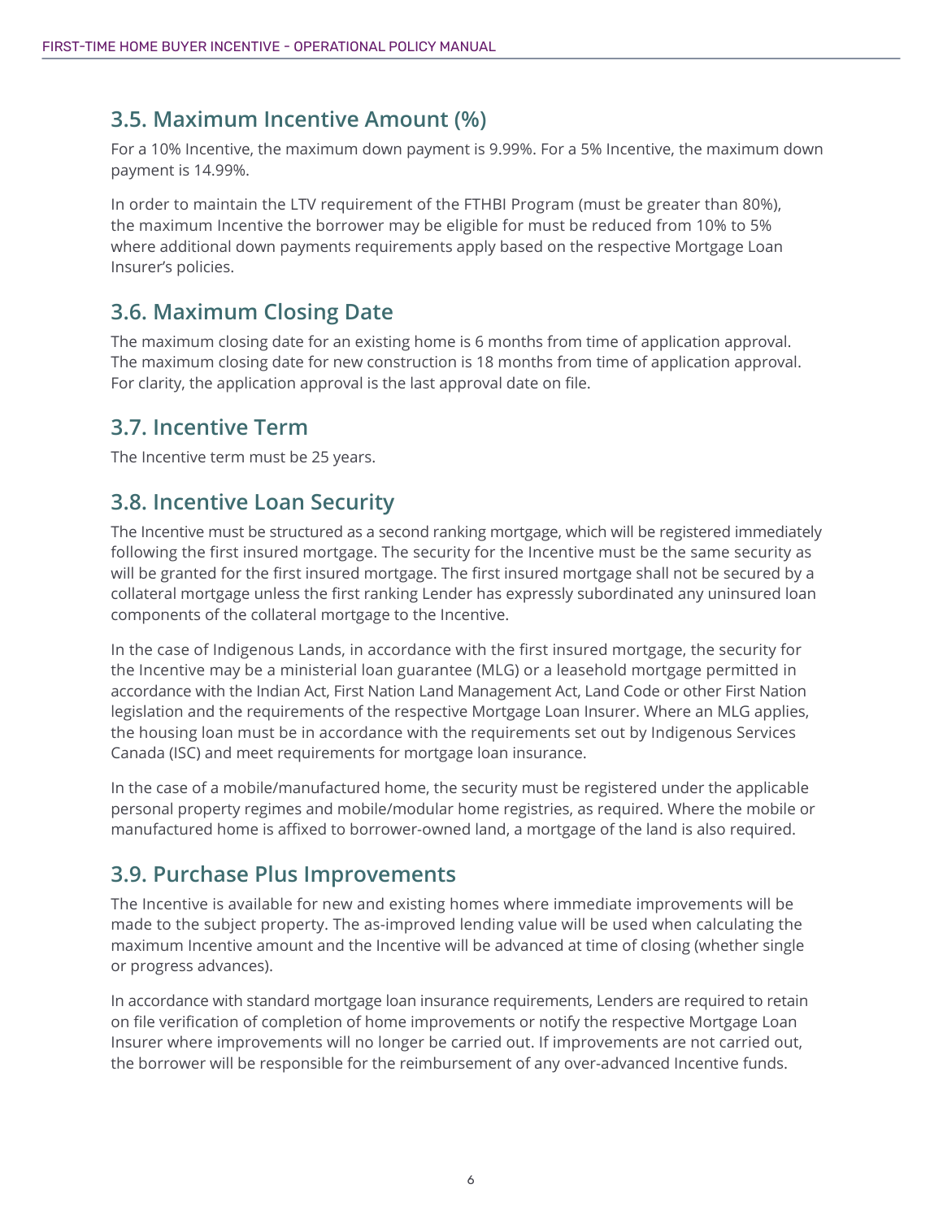## 3.5. Maximum Incentive Amount (%)

For a 10% Incentive, the maximum down payment is 9.99%. For a 5% Incentive, the maximum down payment is 14.99%.

In order to maintain the LTV requirement of the FTHBI Program (must be greater than 80%), the maximum Incentive the borrower may be eligible for must be reduced from 10% to 5% where additional down payments requirements apply based on the respective Mortgage Loan Insurer's policies.

## 3.6. Maximum Closing Date

The maximum closing date for an existing home is 6 months from time of application approval. The maximum closing date for new construction is 18 months from time of application approval. For clarity, the application approval is the last approval date on file.

## 3.7. Incentive Term

The Incentive term must be 25 years.

## 3.8. Incentive Loan Security

The Incentive must be structured as a second ranking mortgage, which will be registered immediately following the first insured mortgage. The security for the Incentive must be the same security as will be granted for the first insured mortgage. The first insured mortgage shall not be secured by a collateral mortgage unless the first ranking Lender has expressly subordinated any uninsured loan components of the collateral mortgage to the Incentive.

In the case of Indigenous Lands, in accordance with the first insured mortgage, the security for the Incentive may be a ministerial loan guarantee (MLG) or a leasehold mortgage permitted in accordance with the Indian Act, First Nation Land Management Act, Land Code or other First Nation legislation and the requirements of the respective Mortgage Loan Insurer. Where an MLG applies, the housing loan must be in accordance with the requirements set out by Indigenous Services Canada (ISC) and meet requirements for mortgage loan insurance.

In the case of a mobile/manufactured home, the security must be registered under the applicable personal property regimes and mobile/modular home registries, as required. Where the mobile or manufactured home is affixed to borrower-owned land, a mortgage of the land is also required.

## 3.9. Purchase Plus Improvements

The Incentive is available for new and existing homes where immediate improvements will be made to the subject property. The as-improved lending value will be used when calculating the maximum Incentive amount and the Incentive will be advanced at time of closing (whether single or progress advances).

In accordance with standard mortgage loan insurance requirements, Lenders are required to retain on file verification of completion of home improvements or notify the respective Mortgage Loan Insurer where improvements will no longer be carried out. If improvements are not carried out, the borrower will be responsible for the reimbursement of any over-advanced Incentive funds.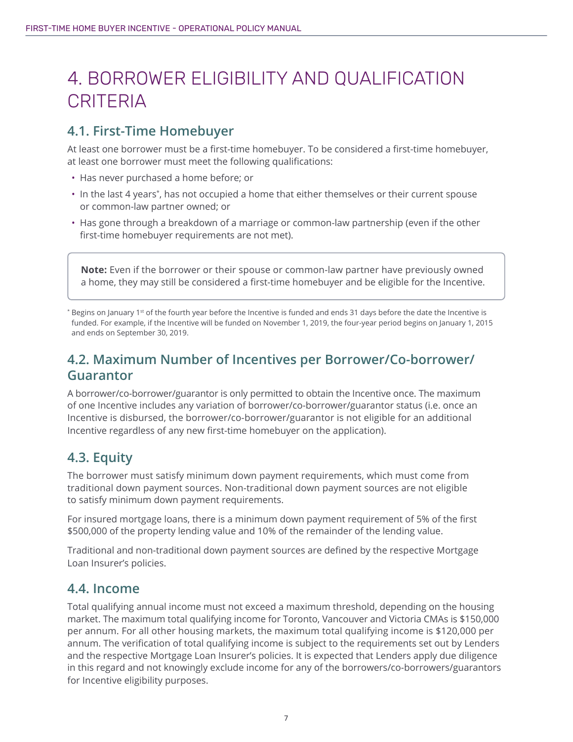# 4. BORROWER ELIGIBILITY AND QUALIFICATION CRITERIA

## 4.1. First-Time Homebuyer

At least one borrower must be a first-time homebuyer. To be considered a first-time homebuyer, at least one borrower must meet the following qualifications:

- Has never purchased a home before; or
- In the last 4 years*, has not occupied a home that either themselves or their current spouse or common-law partner owned; or
- Has gone through a breakdown of a marriage or common-law partnership (even if the other first-time homebuyer requirements are not met).

> **Note:** Even if the borrower or their spouse or common-law partner have previously owned a home, they may still be considered a first-time homebuyer and be eligible for the Incentive.

* Begins on January 1st of the fourth year before the Incentive is funded and ends 31 days before the date the Incentive is funded. For example, if the Incentive will be funded on November 1, 2019, the four-year period begins on January 1, 2015 and ends on September 30, 2019.

## 4.2. Maximum Number of Incentives per Borrower/Co-borrower/Guarantor

A borrower/co-borrower/guarantor is only permitted to obtain the Incentive once. The maximum of one Incentive includes any variation of borrower/co-borrower/guarantor status (i.e. once an Incentive is disbursed, the borrower/co-borrower/guarantor is not eligible for an additional Incentive regardless of any new first-time homebuyer on the application).

## 4.3. Equity

The borrower must satisfy minimum down payment requirements, which must come from traditional down payment sources. Non-traditional down payment sources are not eligible to satisfy minimum down payment requirements.

For insured mortgage loans, there is a minimum down payment requirement of 5% of the first $500,000 of the property lending value and 10% of the remainder of the lending value.

Traditional and non-traditional down payment sources are defined by the respective Mortgage Loan Insurer's policies.

## 4.4. Income

Total qualifying annual income must not exceed a maximum threshold, depending on the housing market. The maximum total qualifying income for Toronto, Vancouver and Victoria CMAs is $150,000 per annum. For all other housing markets, the maximum total qualifying income is $120,000 per annum. The verification of total qualifying income is subject to the requirements set out by Lenders and the respective Mortgage Loan Insurer's policies. It is expected that Lenders apply due diligence in this regard and not knowingly exclude income for any of the borrowers/co-borrowers/guarantors for Incentive eligibility purposes.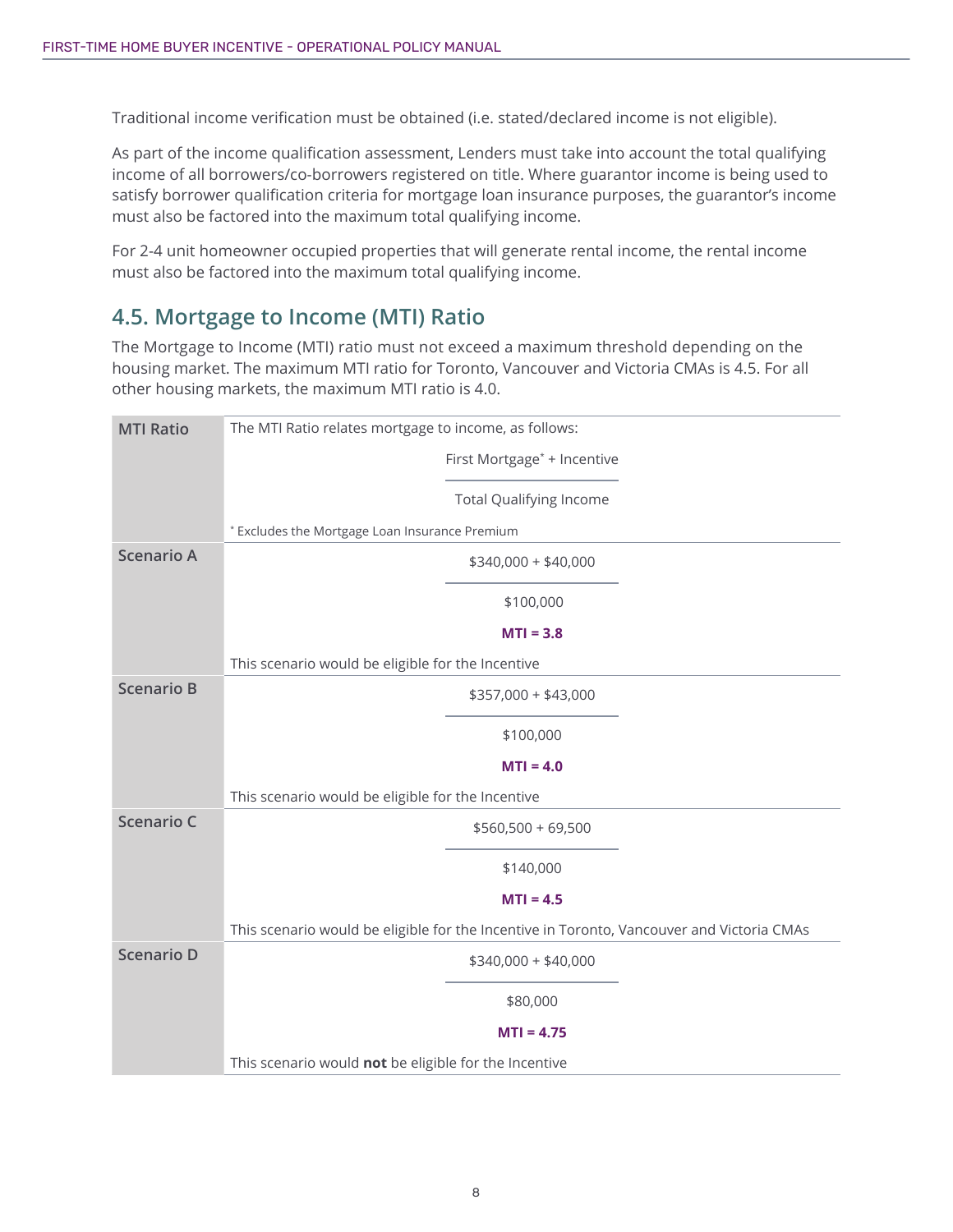Traditional income verification must be obtained (i.e. stated/declared income is not eligible).

As part of the income qualification assessment, Lenders must take into account the total qualifying income of all borrowers/co-borrowers registered on title. Where guarantor income is being used to satisfy borrower qualification criteria for mortgage loan insurance purposes, the guarantor's income must also be factored into the maximum total qualifying income.

For 2-4 unit homeowner occupied properties that will generate rental income, the rental income must also be factored into the maximum total qualifying income.

## 4.5. Mortgage to Income (MTI) Ratio

The Mortgage to Income (MTI) ratio must not exceed a maximum threshold depending on the housing market. The maximum MTI ratio for Toronto, Vancouver and Victoria CMAs is 4.5. For all other housing markets, the maximum MTI ratio is 4.0.

| | |
|---|---|
| **MTI Ratio** | The MTI Ratio relates mortgage to income, as follows: $$\frac{\text{First Mortgage}^{*} + \text{Incentive}}{\text{Total Qualifying Income}}$$ * Excludes the Mortgage Loan Insurance Premium |
| **Scenario A** | $$\frac{\$340{,}000 + \$40{,}000}{\$100{,}000}$$ **MTI = 3.8** This scenario would be eligible for the Incentive |
| **Scenario B** | $$\frac{\$357{,}000 + \$43{,}000}{\$100{,}000}$$ **MTI = 4.0** This scenario would be eligible for the Incentive |
| **Scenario C** | $$\frac{\$560{,}500 + 69{,}500}{\$140{,}000}$$ **MTI = 4.5** This scenario would be eligible for the Incentive in Toronto, Vancouver and Victoria CMAs |
| **Scenario D** | $$\frac{\$340{,}000 + \$40{,}000}{\$80{,}000}$$ **MTI = 4.75** This scenario would **not** be eligible for the Incentive |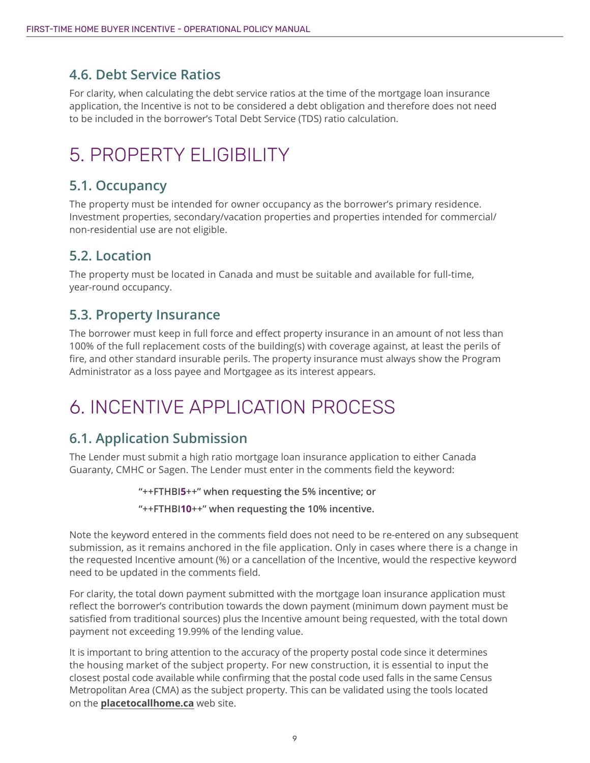### 4.6. Debt Service Ratios

For clarity, when calculating the debt service ratios at the time of the mortgage loan insurance application, the Incentive is not to be considered a debt obligation and therefore does not need to be included in the borrower's Total Debt Service (TDS) ratio calculation.

# 5. PROPERTY ELIGIBILITY

### 5.1. Occupancy

The property must be intended for owner occupancy as the borrower's primary residence. Investment properties, secondary/vacation properties and properties intended for commercial/non-residential use are not eligible.

### 5.2. Location

The property must be located in Canada and must be suitable and available for full-time, year-round occupancy.

### 5.3. Property Insurance

The borrower must keep in full force and effect property insurance in an amount of not less than 100% of the full replacement costs of the building(s) with coverage against, at least the perils of fire, and other standard insurable perils. The property insurance must always show the Program Administrator as a loss payee and Mortgagee as its interest appears.

# 6. INCENTIVE APPLICATION PROCESS

### 6.1. Application Submission

The Lender must submit a high ratio mortgage loan insurance application to either Canada Guaranty, CMHC or Sagen. The Lender must enter in the comments field the keyword:

**"++FTHBI5++" when requesting the 5% incentive; or**

**"++FTHBI10++" when requesting the 10% incentive.**

Note the keyword entered in the comments field does not need to be re-entered on any subsequent submission, as it remains anchored in the file application. Only in cases where there is a change in the requested Incentive amount (%) or a cancellation of the Incentive, would the respective keyword need to be updated in the comments field.

For clarity, the total down payment submitted with the mortgage loan insurance application must reflect the borrower's contribution towards the down payment (minimum down payment must be satisfied from traditional sources) plus the Incentive amount being requested, with the total down payment not exceeding 19.99% of the lending value.

It is important to bring attention to the accuracy of the property postal code since it determines the housing market of the subject property. For new construction, it is essential to input the closest postal code available while confirming that the postal code used falls in the same Census Metropolitan Area (CMA) as the subject property. This can be validated using the tools located on the **placetocallhome.ca** web site.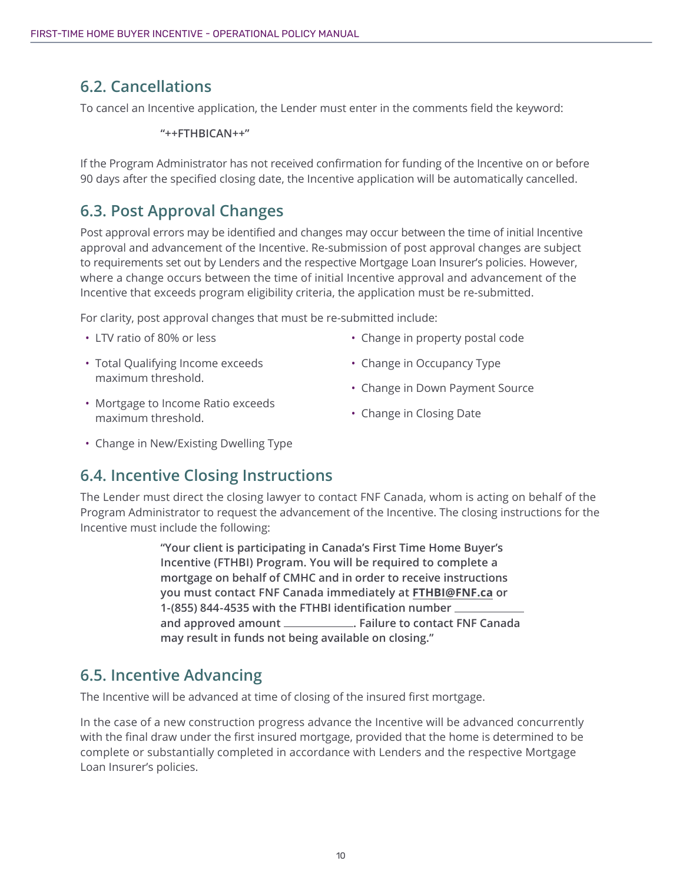## 6.2. Cancellations

To cancel an Incentive application, the Lender must enter in the comments field the keyword:

> "++FTHBICAN++"

If the Program Administrator has not received confirmation for funding of the Incentive on or before 90 days after the specified closing date, the Incentive application will be automatically cancelled.

## 6.3. Post Approval Changes

Post approval errors may be identified and changes may occur between the time of initial Incentive approval and advancement of the Incentive. Re-submission of post approval changes are subject to requirements set out by Lenders and the respective Mortgage Loan Insurer's policies. However, where a change occurs between the time of initial Incentive approval and advancement of the Incentive that exceeds program eligibility criteria, the application must be re-submitted.

For clarity, post approval changes that must be re-submitted include:

- LTV ratio of 80% or less
- Total Qualifying Income exceeds maximum threshold.
- Mortgage to Income Ratio exceeds maximum threshold.
- Change in New/Existing Dwelling Type
- Change in property postal code
- Change in Occupancy Type
- Change in Down Payment Source
- Change in Closing Date

## 6.4. Incentive Closing Instructions

The Lender must direct the closing lawyer to contact FNF Canada, whom is acting on behalf of the Program Administrator to request the advancement of the Incentive. The closing instructions for the Incentive must include the following:

> **"Your client is participating in Canada's First Time Home Buyer's Incentive (FTHBI) Program. You will be required to complete a mortgage on behalf of CMHC and in order to receive instructions you must contact FNF Canada immediately at FTHBI@FNF.ca or 1-(855) 844-4535 with the FTHBI identification number ____________ and approved amount ____________. Failure to contact FNF Canada may result in funds not being available on closing."**

## 6.5. Incentive Advancing

The Incentive will be advanced at time of closing of the insured first mortgage.

In the case of a new construction progress advance the Incentive will be advanced concurrently with the final draw under the first insured mortgage, provided that the home is determined to be complete or substantially completed in accordance with Lenders and the respective Mortgage Loan Insurer's policies.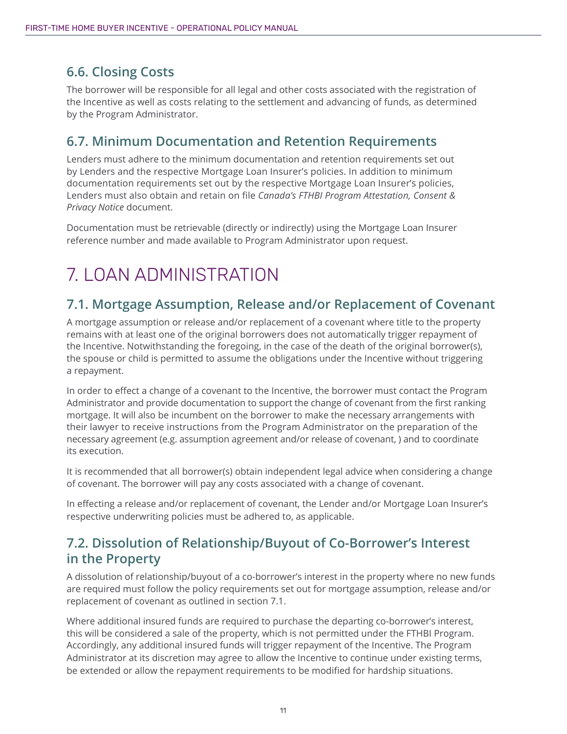### 6.6. Closing Costs

The borrower will be responsible for all legal and other costs associated with the registration of the Incentive as well as costs relating to the settlement and advancing of funds, as determined by the Program Administrator.

### 6.7. Minimum Documentation and Retention Requirements

Lenders must adhere to the minimum documentation and retention requirements set out by Lenders and the respective Mortgage Loan Insurer's policies. In addition to minimum documentation requirements set out by the respective Mortgage Loan Insurer's policies, Lenders must also obtain and retain on file *Canada's FTHBI Program Attestation, Consent & Privacy Notice* document.

Documentation must be retrievable (directly or indirectly) using the Mortgage Loan Insurer reference number and made available to Program Administrator upon request.

## 7. LOAN ADMINISTRATION

### 7.1. Mortgage Assumption, Release and/or Replacement of Covenant

A mortgage assumption or release and/or replacement of a covenant where title to the property remains with at least one of the original borrowers does not automatically trigger repayment of the Incentive. Notwithstanding the foregoing, in the case of the death of the original borrower(s), the spouse or child is permitted to assume the obligations under the Incentive without triggering a repayment.

In order to effect a change of a covenant to the Incentive, the borrower must contact the Program Administrator and provide documentation to support the change of covenant from the first ranking mortgage. It will also be incumbent on the borrower to make the necessary arrangements with their lawyer to receive instructions from the Program Administrator on the preparation of the necessary agreement (e.g. assumption agreement and/or release of covenant, ) and to coordinate its execution.

It is recommended that all borrower(s) obtain independent legal advice when considering a change of covenant. The borrower will pay any costs associated with a change of covenant.

In effecting a release and/or replacement of covenant, the Lender and/or Mortgage Loan Insurer's respective underwriting policies must be adhered to, as applicable.

### 7.2. Dissolution of Relationship/Buyout of Co-Borrower's Interest in the Property

A dissolution of relationship/buyout of a co-borrower's interest in the property where no new funds are required must follow the policy requirements set out for mortgage assumption, release and/or replacement of covenant as outlined in section 7.1.

Where additional insured funds are required to purchase the departing co-borrower's interest, this will be considered a sale of the property, which is not permitted under the FTHBI Program. Accordingly, any additional insured funds will trigger repayment of the Incentive. The Program Administrator at its discretion may agree to allow the Incentive to continue under existing terms, be extended or allow the repayment requirements to be modified for hardship situations.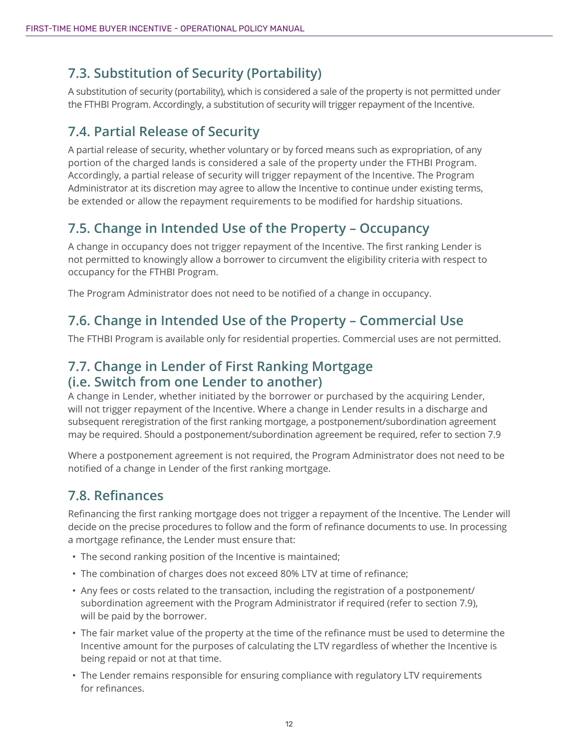## 7.3. Substitution of Security (Portability)

A substitution of security (portability), which is considered a sale of the property is not permitted under the FTHBI Program. Accordingly, a substitution of security will trigger repayment of the Incentive.

## 7.4. Partial Release of Security

A partial release of security, whether voluntary or by forced means such as expropriation, of any portion of the charged lands is considered a sale of the property under the FTHBI Program. Accordingly, a partial release of security will trigger repayment of the Incentive. The Program Administrator at its discretion may agree to allow the Incentive to continue under existing terms, be extended or allow the repayment requirements to be modified for hardship situations.

## 7.5. Change in Intended Use of the Property – Occupancy

A change in occupancy does not trigger repayment of the Incentive. The first ranking Lender is not permitted to knowingly allow a borrower to circumvent the eligibility criteria with respect to occupancy for the FTHBI Program.

The Program Administrator does not need to be notified of a change in occupancy.

## 7.6. Change in Intended Use of the Property – Commercial Use

The FTHBI Program is available only for residential properties. Commercial uses are not permitted.

## 7.7. Change in Lender of First Ranking Mortgage (i.e. Switch from one Lender to another)

A change in Lender, whether initiated by the borrower or purchased by the acquiring Lender, will not trigger repayment of the Incentive. Where a change in Lender results in a discharge and subsequent reregistration of the first ranking mortgage, a postponement/subordination agreement may be required. Should a postponement/subordination agreement be required, refer to section 7.9

Where a postponement agreement is not required, the Program Administrator does not need to be notified of a change in Lender of the first ranking mortgage.

## 7.8. Refinances

Refinancing the first ranking mortgage does not trigger a repayment of the Incentive. The Lender will decide on the precise procedures to follow and the form of refinance documents to use. In processing a mortgage refinance, the Lender must ensure that:

- The second ranking position of the Incentive is maintained;
- The combination of charges does not exceed 80% LTV at time of refinance;
- Any fees or costs related to the transaction, including the registration of a postponement/subordination agreement with the Program Administrator if required (refer to section 7.9), will be paid by the borrower.
- The fair market value of the property at the time of the refinance must be used to determine the Incentive amount for the purposes of calculating the LTV regardless of whether the Incentive is being repaid or not at that time.
- The Lender remains responsible for ensuring compliance with regulatory LTV requirements for refinances.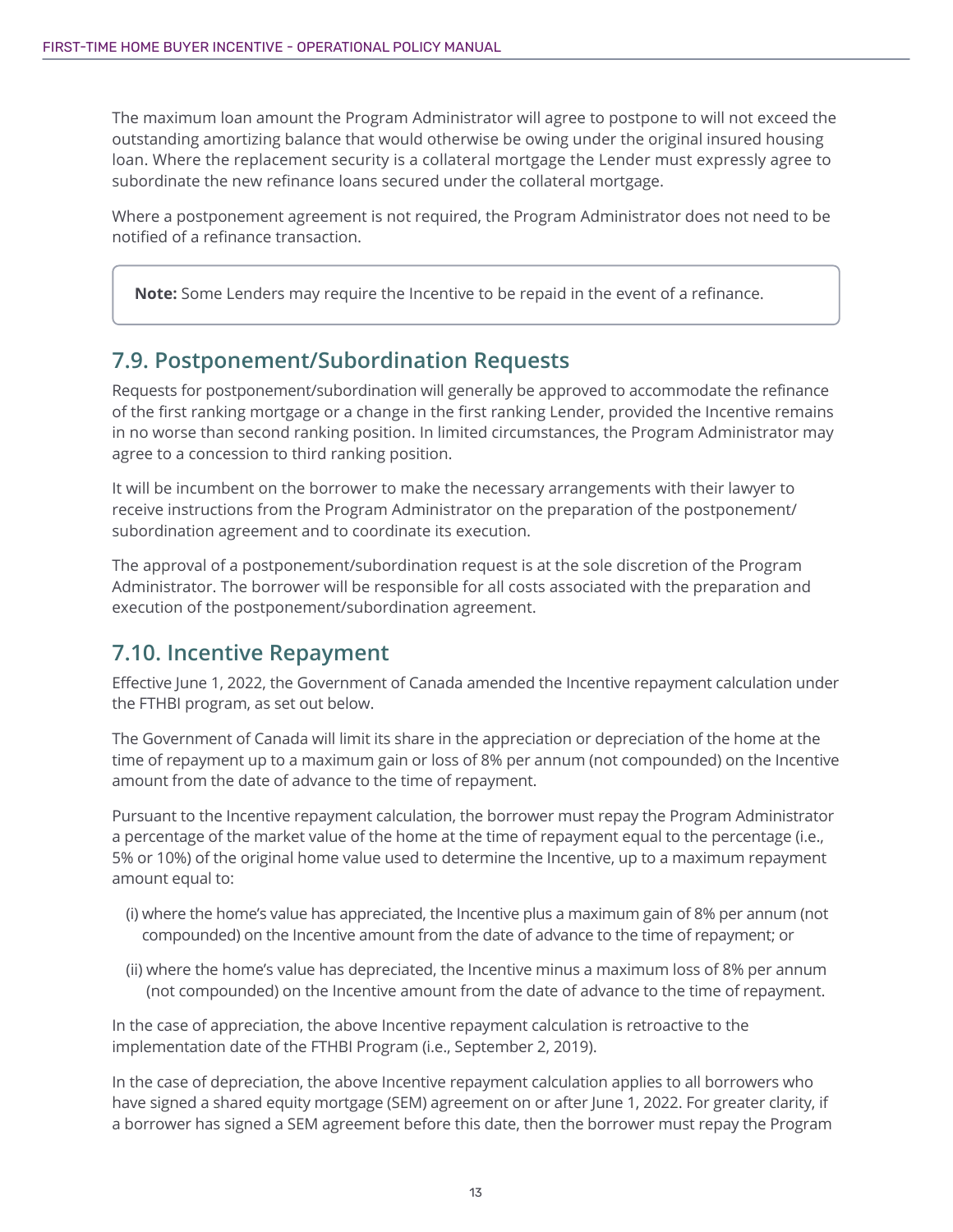The maximum loan amount the Program Administrator will agree to postpone to will not exceed the outstanding amortizing balance that would otherwise be owing under the original insured housing loan. Where the replacement security is a collateral mortgage the Lender must expressly agree to subordinate the new refinance loans secured under the collateral mortgage.

Where a postponement agreement is not required, the Program Administrator does not need to be notified of a refinance transaction.

> **Note:** Some Lenders may require the Incentive to be repaid in the event of a refinance.

## 7.9. Postponement/Subordination Requests

Requests for postponement/subordination will generally be approved to accommodate the refinance of the first ranking mortgage or a change in the first ranking Lender, provided the Incentive remains in no worse than second ranking position. In limited circumstances, the Program Administrator may agree to a concession to third ranking position.

It will be incumbent on the borrower to make the necessary arrangements with their lawyer to receive instructions from the Program Administrator on the preparation of the postponement/subordination agreement and to coordinate its execution.

The approval of a postponement/subordination request is at the sole discretion of the Program Administrator. The borrower will be responsible for all costs associated with the preparation and execution of the postponement/subordination agreement.

## 7.10. Incentive Repayment

Effective June 1, 2022, the Government of Canada amended the Incentive repayment calculation under the FTHBI program, as set out below.

The Government of Canada will limit its share in the appreciation or depreciation of the home at the time of repayment up to a maximum gain or loss of 8% per annum (not compounded) on the Incentive amount from the date of advance to the time of repayment.

Pursuant to the Incentive repayment calculation, the borrower must repay the Program Administrator a percentage of the market value of the home at the time of repayment equal to the percentage (i.e., 5% or 10%) of the original home value used to determine the Incentive, up to a maximum repayment amount equal to:

(i) where the home's value has appreciated, the Incentive plus a maximum gain of 8% per annum (not compounded) on the Incentive amount from the date of advance to the time of repayment; or

(ii) where the home's value has depreciated, the Incentive minus a maximum loss of 8% per annum (not compounded) on the Incentive amount from the date of advance to the time of repayment.

In the case of appreciation, the above Incentive repayment calculation is retroactive to the implementation date of the FTHBI Program (i.e., September 2, 2019).

In the case of depreciation, the above Incentive repayment calculation applies to all borrowers who have signed a shared equity mortgage (SEM) agreement on or after June 1, 2022. For greater clarity, if a borrower has signed a SEM agreement before this date, then the borrower must repay the Program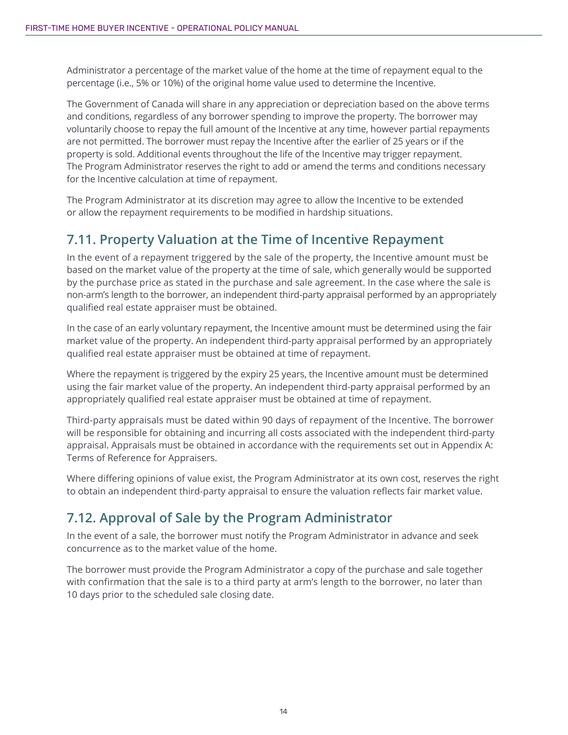Administrator a percentage of the market value of the home at the time of repayment equal to the percentage (i.e., 5% or 10%) of the original home value used to determine the Incentive.

The Government of Canada will share in any appreciation or depreciation based on the above terms and conditions, regardless of any borrower spending to improve the property. The borrower may voluntarily choose to repay the full amount of the Incentive at any time, however partial repayments are not permitted. The borrower must repay the Incentive after the earlier of 25 years or if the property is sold. Additional events throughout the life of the Incentive may trigger repayment. The Program Administrator reserves the right to add or amend the terms and conditions necessary for the Incentive calculation at time of repayment.

The Program Administrator at its discretion may agree to allow the Incentive to be extended or allow the repayment requirements to be modified in hardship situations.

## 7.11. Property Valuation at the Time of Incentive Repayment

In the event of a repayment triggered by the sale of the property, the Incentive amount must be based on the market value of the property at the time of sale, which generally would be supported by the purchase price as stated in the purchase and sale agreement. In the case where the sale is non-arm's length to the borrower, an independent third-party appraisal performed by an appropriately qualified real estate appraiser must be obtained.

In the case of an early voluntary repayment, the Incentive amount must be determined using the fair market value of the property. An independent third-party appraisal performed by an appropriately qualified real estate appraiser must be obtained at time of repayment.

Where the repayment is triggered by the expiry 25 years, the Incentive amount must be determined using the fair market value of the property. An independent third-party appraisal performed by an appropriately qualified real estate appraiser must be obtained at time of repayment.

Third-party appraisals must be dated within 90 days of repayment of the Incentive. The borrower will be responsible for obtaining and incurring all costs associated with the independent third-party appraisal. Appraisals must be obtained in accordance with the requirements set out in Appendix A: Terms of Reference for Appraisers.

Where differing opinions of value exist, the Program Administrator at its own cost, reserves the right to obtain an independent third-party appraisal to ensure the valuation reflects fair market value.

## 7.12. Approval of Sale by the Program Administrator

In the event of a sale, the borrower must notify the Program Administrator in advance and seek concurrence as to the market value of the home.

The borrower must provide the Program Administrator a copy of the purchase and sale together with confirmation that the sale is to a third party at arm's length to the borrower, no later than 10 days prior to the scheduled sale closing date.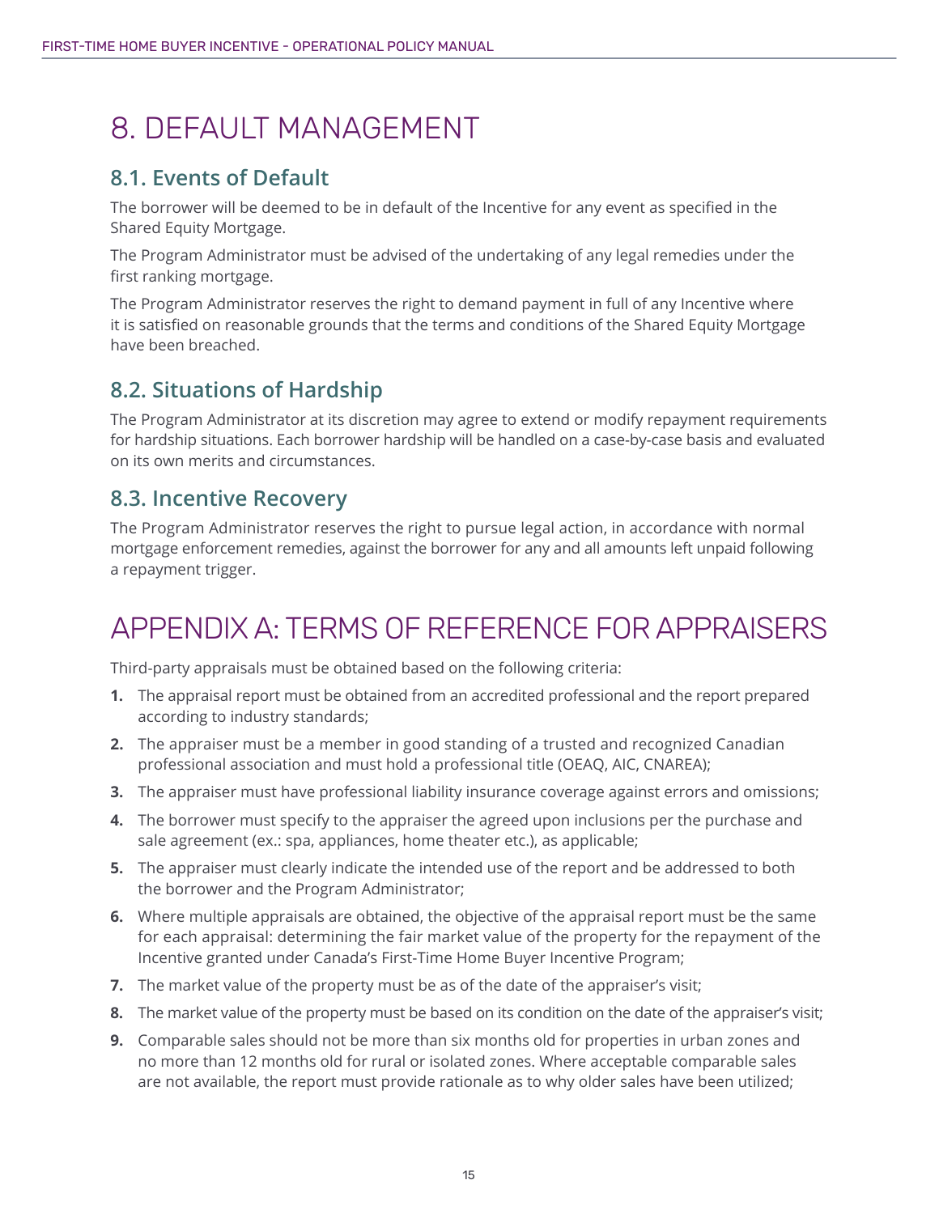# 8. DEFAULT MANAGEMENT

## 8.1. Events of Default

The borrower will be deemed to be in default of the Incentive for any event as specified in the Shared Equity Mortgage.

The Program Administrator must be advised of the undertaking of any legal remedies under the first ranking mortgage.

The Program Administrator reserves the right to demand payment in full of any Incentive where it is satisfied on reasonable grounds that the terms and conditions of the Shared Equity Mortgage have been breached.

## 8.2. Situations of Hardship

The Program Administrator at its discretion may agree to extend or modify repayment requirements for hardship situations. Each borrower hardship will be handled on a case-by-case basis and evaluated on its own merits and circumstances.

## 8.3. Incentive Recovery

The Program Administrator reserves the right to pursue legal action, in accordance with normal mortgage enforcement remedies, against the borrower for any and all amounts left unpaid following a repayment trigger.

# APPENDIX A: TERMS OF REFERENCE FOR APPRAISERS

Third-party appraisals must be obtained based on the following criteria:

1. The appraisal report must be obtained from an accredited professional and the report prepared according to industry standards;
2. The appraiser must be a member in good standing of a trusted and recognized Canadian professional association and must hold a professional title (OEAQ, AIC, CNAREA);
3. The appraiser must have professional liability insurance coverage against errors and omissions;
4. The borrower must specify to the appraiser the agreed upon inclusions per the purchase and sale agreement (ex.: spa, appliances, home theater etc.), as applicable;
5. The appraiser must clearly indicate the intended use of the report and be addressed to both the borrower and the Program Administrator;
6. Where multiple appraisals are obtained, the objective of the appraisal report must be the same for each appraisal: determining the fair market value of the property for the repayment of the Incentive granted under Canada's First-Time Home Buyer Incentive Program;
7. The market value of the property must be as of the date of the appraiser's visit;
8. The market value of the property must be based on its condition on the date of the appraiser's visit;
9. Comparable sales should not be more than six months old for properties in urban zones and no more than 12 months old for rural or isolated zones. Where acceptable comparable sales are not available, the report must provide rationale as to why older sales have been utilized;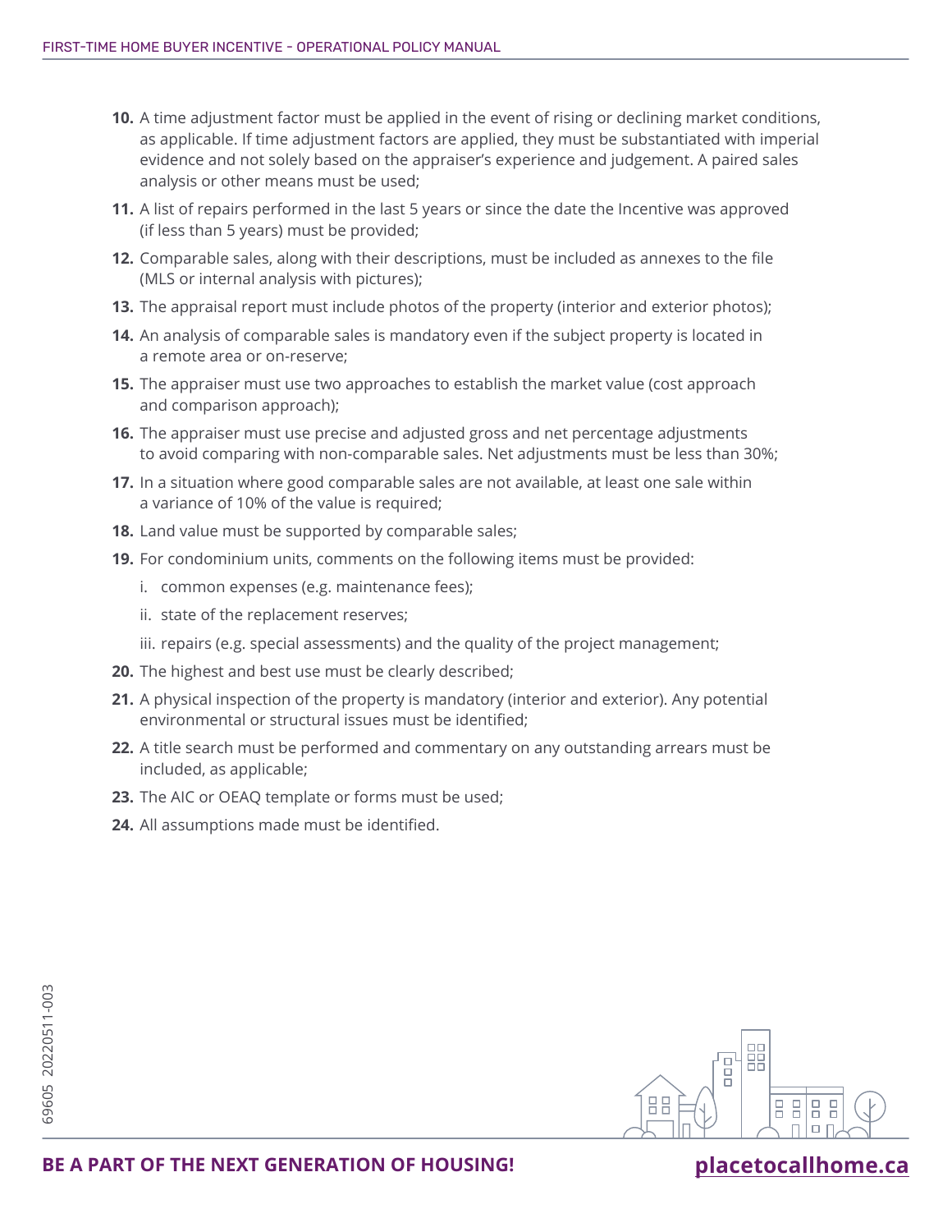10. A time adjustment factor must be applied in the event of rising or declining market conditions, as applicable. If time adjustment factors are applied, they must be substantiated with imperial evidence and not solely based on the appraiser's experience and judgement. A paired sales analysis or other means must be used;
11. A list of repairs performed in the last 5 years or since the date the Incentive was approved (if less than 5 years) must be provided;
12. Comparable sales, along with their descriptions, must be included as annexes to the file (MLS or internal analysis with pictures);
13. The appraisal report must include photos of the property (interior and exterior photos);
14. An analysis of comparable sales is mandatory even if the subject property is located in a remote area or on-reserve;
15. The appraiser must use two approaches to establish the market value (cost approach and comparison approach);
16. The appraiser must use precise and adjusted gross and net percentage adjustments to avoid comparing with non-comparable sales. Net adjustments must be less than 30%;
17. In a situation where good comparable sales are not available, at least one sale within a variance of 10% of the value is required;
18. Land value must be supported by comparable sales;
19. For condominium units, comments on the following items must be provided:
    1. common expenses (e.g. maintenance fees);
    2. state of the replacement reserves;
    3. repairs (e.g. special assessments) and the quality of the project management;
20. The highest and best use must be clearly described;
21. A physical inspection of the property is mandatory (interior and exterior). Any potential environmental or structural issues must be identified;
22. A title search must be performed and commentary on any outstanding arrears must be included, as applicable;
23. The AIC or OEAQ template or forms must be used;
24. All assumptions made must be identified.

69605 20220511-003

**BE A PART OF THE NEXT GENERATION OF HOUSING!**

**placetocallhome.ca**